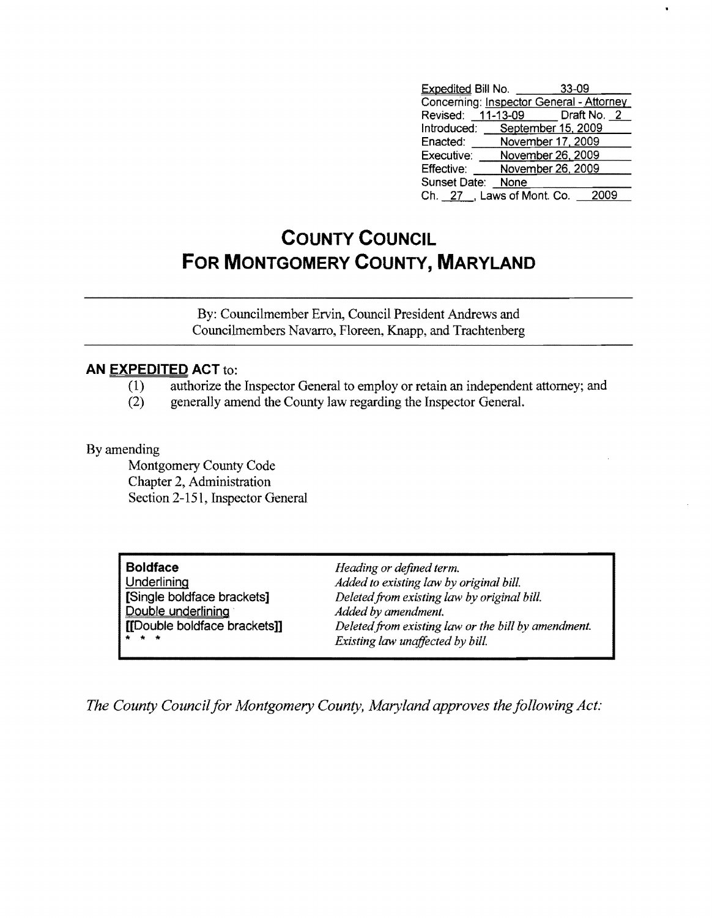| | |
|---|---|
| Expedited Bill No. | 33-09 |
| Concerning: | Inspector General - Attorney |
| Revised: 11-13-09 | Draft No. 2 |
| Introduced: | September 15, 2009 |
| Enacted: | November 17, 2009 |
| Executive: | November 26, 2009 |
| Effective: | November 26, 2009 |
| Sunset Date: | None |
| Ch. 27, Laws of Mont. Co. | 2009 |

# COUNTY COUNCIL
# FOR MONTGOMERY COUNTY, MARYLAND

By: Councilmember Ervin, Council President Andrews and Councilmembers Navarro, Floreen, Knapp, and Trachtenberg

**AN EXPEDITED ACT** to:

(1) authorize the Inspector General to employ or retain an independent attorney; and
(2) generally amend the County law regarding the Inspector General.

By amending

Montgomery County Code
Chapter 2, Administration
Section 2-151, Inspector General

| | |
|---|---|
| **Boldface** | *Heading or defined term.* |
| Underlining | *Added to existing law by original bill.* |
| **[Single boldface brackets]** | *Deleted from existing law by original bill.* |
| Double underlining | *Added by amendment.* |
| **[[Double boldface brackets]]** | *Deleted from existing law or the bill by amendment.* |
| * * * | *Existing law unaffected by bill.* |

*The County Council for Montgomery County, Maryland approves the following Act:*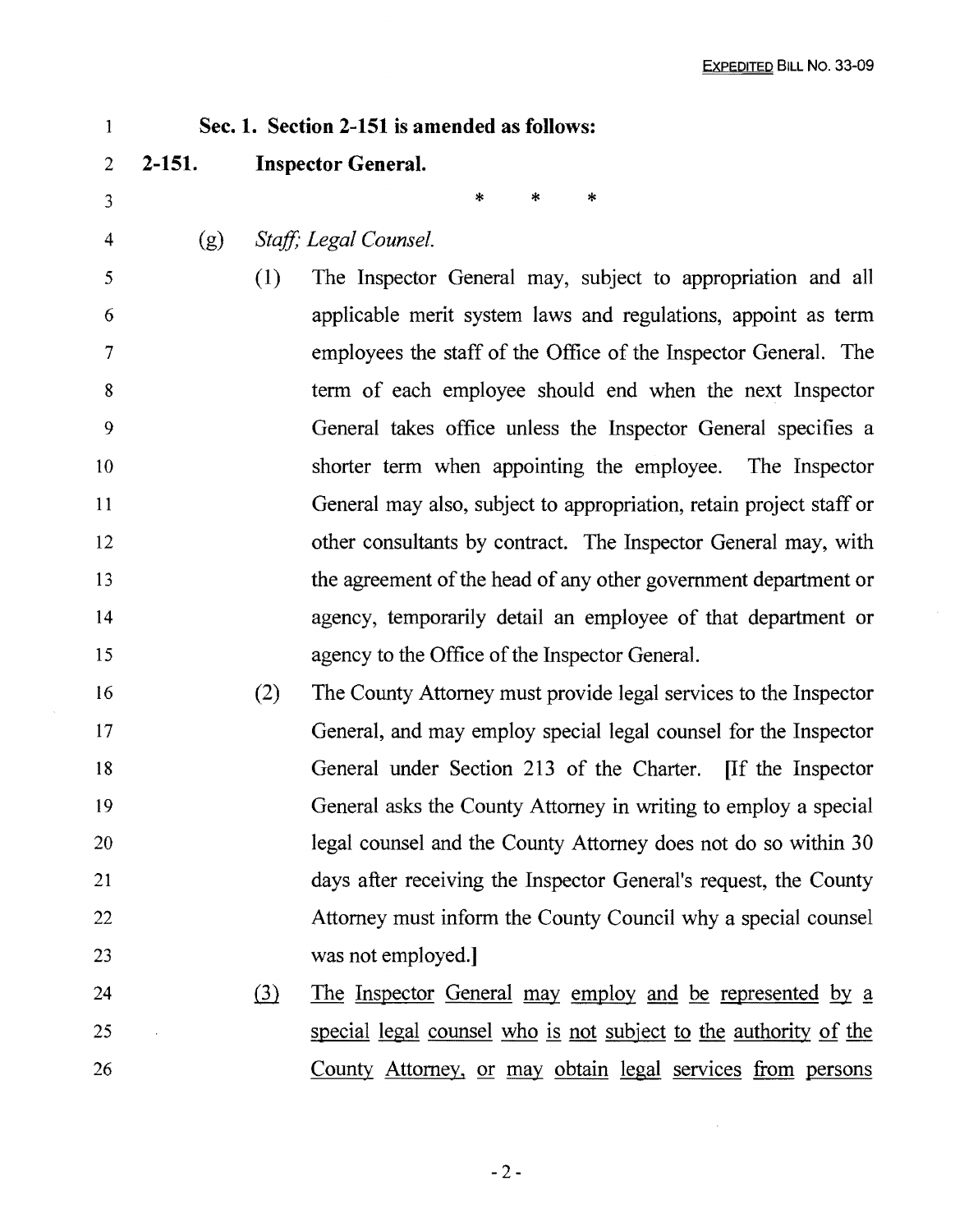**Sec. 1. Section 2-151 is amended as follows:**

**2-151. Inspector General.**

\* \* \*

(g) *Staff; Legal Counsel.*

(1) The Inspector General may, subject to appropriation and all applicable merit system laws and regulations, appoint as term employees the staff of the Office of the Inspector General. The term of each employee should end when the next Inspector General takes office unless the Inspector General specifies a shorter term when appointing the employee. The Inspector General may also, subject to appropriation, retain project staff or other consultants by contract. The Inspector General may, with the agreement of the head of any other government department or agency, temporarily detail an employee of that department or agency to the Office of the Inspector General.

(2) The County Attorney must provide legal services to the Inspector General, and may employ special legal counsel for the Inspector General under Section 213 of the Charter. [If the Inspector General asks the County Attorney in writing to employ a special legal counsel and the County Attorney does not do so within 30 days after receiving the Inspector General's request, the County Attorney must inform the County Council why a special counsel was not employed.]

<u>(3)</u> <u>The Inspector General may employ and be represented by a special legal counsel who is not subject to the authority of the County Attorney, or may obtain legal services from persons</u>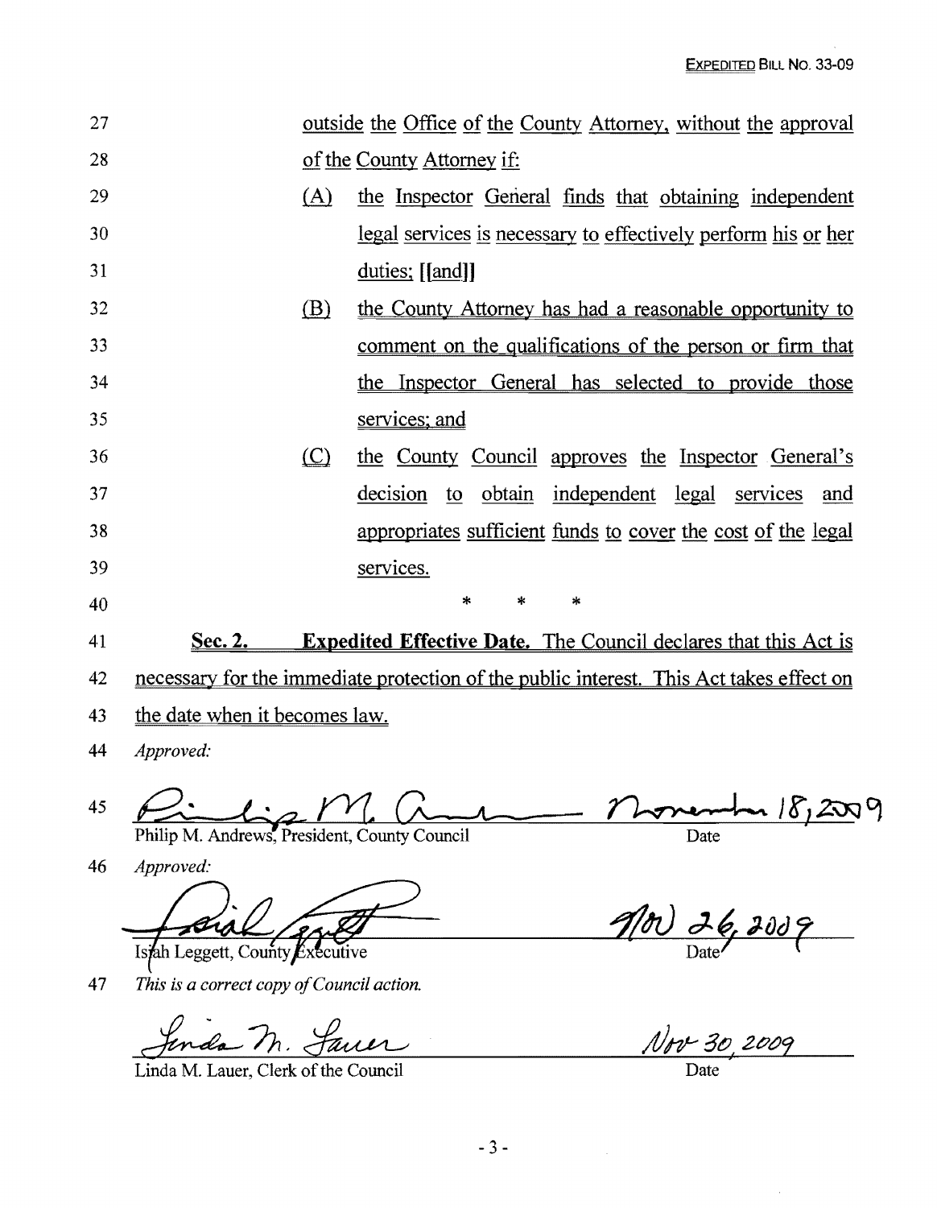outside the Office of the County Attorney, without the approval of the County Attorney if:

(A) the Inspector General finds that obtaining independent legal services is necessary to effectively perform his or her duties; [[and]]

(B) the County Attorney has had a reasonable opportunity to comment on the qualifications of the person or firm that the Inspector General has selected to provide those services; and

(C) the County Council approves the Inspector General's decision to obtain independent legal services and appropriates sufficient funds to cover the cost of the legal services.

\* \* \*

**Sec. 2. Expedited Effective Date.** The Council declares that this Act is necessary for the immediate protection of the public interest. This Act takes effect on the date when it becomes law.

*Approved:*

Philip M. Andrews, President, County Council — Date: November 18, 2009

*Approved:*

Isiah Leggett, County Executive — Date: Nov 26, 2009

*This is a correct copy of Council action.*

Linda M. Lauer, Clerk of the Council — Date: Nov 30, 2009